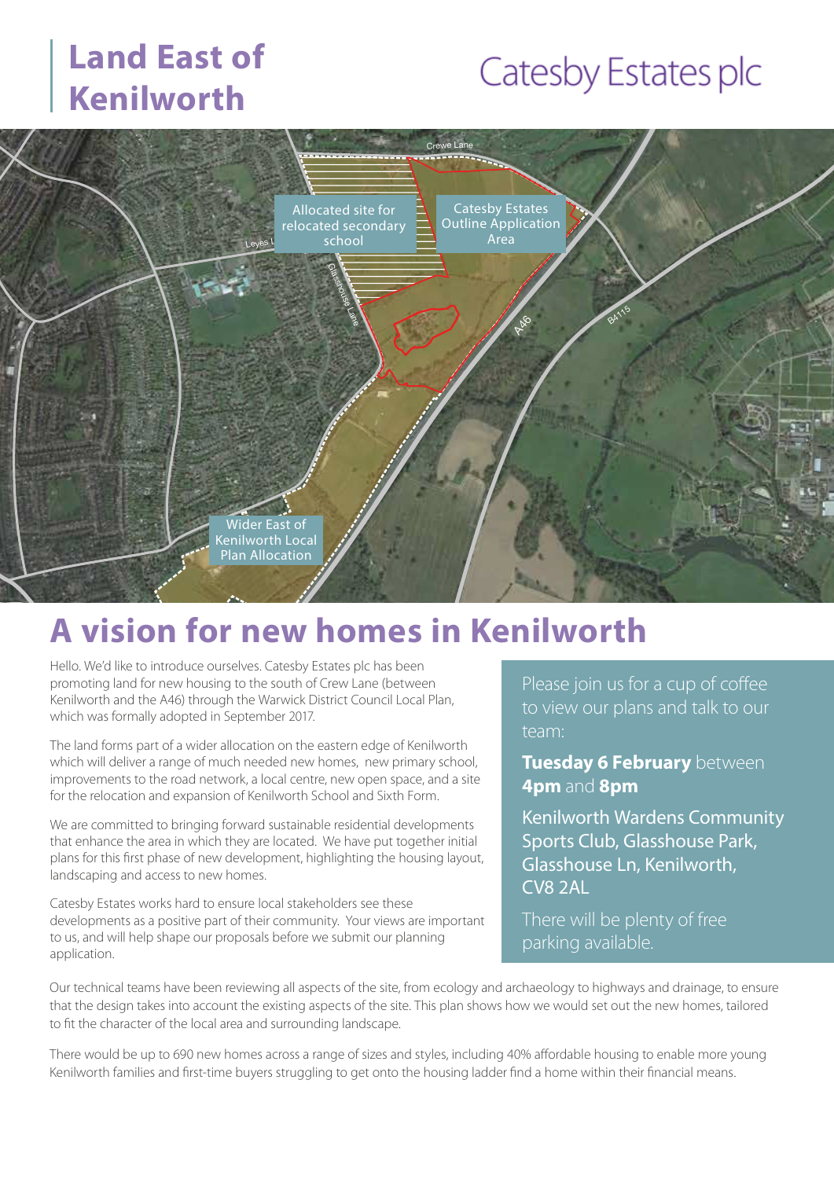# Land East of Kenilworth

Catesby Estates plc

Crewe Lane

Allocated site for relocated secondary school

Catesby Estates Outline Application Area

Leyes L

Glasshouse Lane

A46

B4115

Wider East of Kenilworth Local Plan Allocation

## A vision for new homes in Kenilworth

Hello. We'd like to introduce ourselves. Catesby Estates plc has been promoting land for new housing to the south of Crew Lane (between Kenilworth and the A46) through the Warwick District Council Local Plan, which was formally adopted in September 2017.

The land forms part of a wider allocation on the eastern edge of Kenilworth which will deliver a range of much needed new homes, new primary school, improvements to the road network, a local centre, new open space, and a site for the relocation and expansion of Kenilworth School and Sixth Form.

We are committed to bringing forward sustainable residential developments that enhance the area in which they are located. We have put together initial plans for this first phase of new development, highlighting the housing layout, landscaping and access to new homes.

Catesby Estates works hard to ensure local stakeholders see these developments as a positive part of their community. Your views are important to us, and will help shape our proposals before we submit our planning application.

Please join us for a cup of coffee to view our plans and talk to our team:

**Tuesday 6 February** between **4pm** and **8pm**

Kenilworth Wardens Community Sports Club, Glasshouse Park, Glasshouse Ln, Kenilworth, CV8 2AL

There will be plenty of free parking available.

Our technical teams have been reviewing all aspects of the site, from ecology and archaeology to highways and drainage, to ensure that the design takes into account the existing aspects of the site. This plan shows how we would set out the new homes, tailored to fit the character of the local area and surrounding landscape.

There would be up to 690 new homes across a range of sizes and styles, including 40% affordable housing to enable more young Kenilworth families and first-time buyers struggling to get onto the housing ladder find a home within their financial means.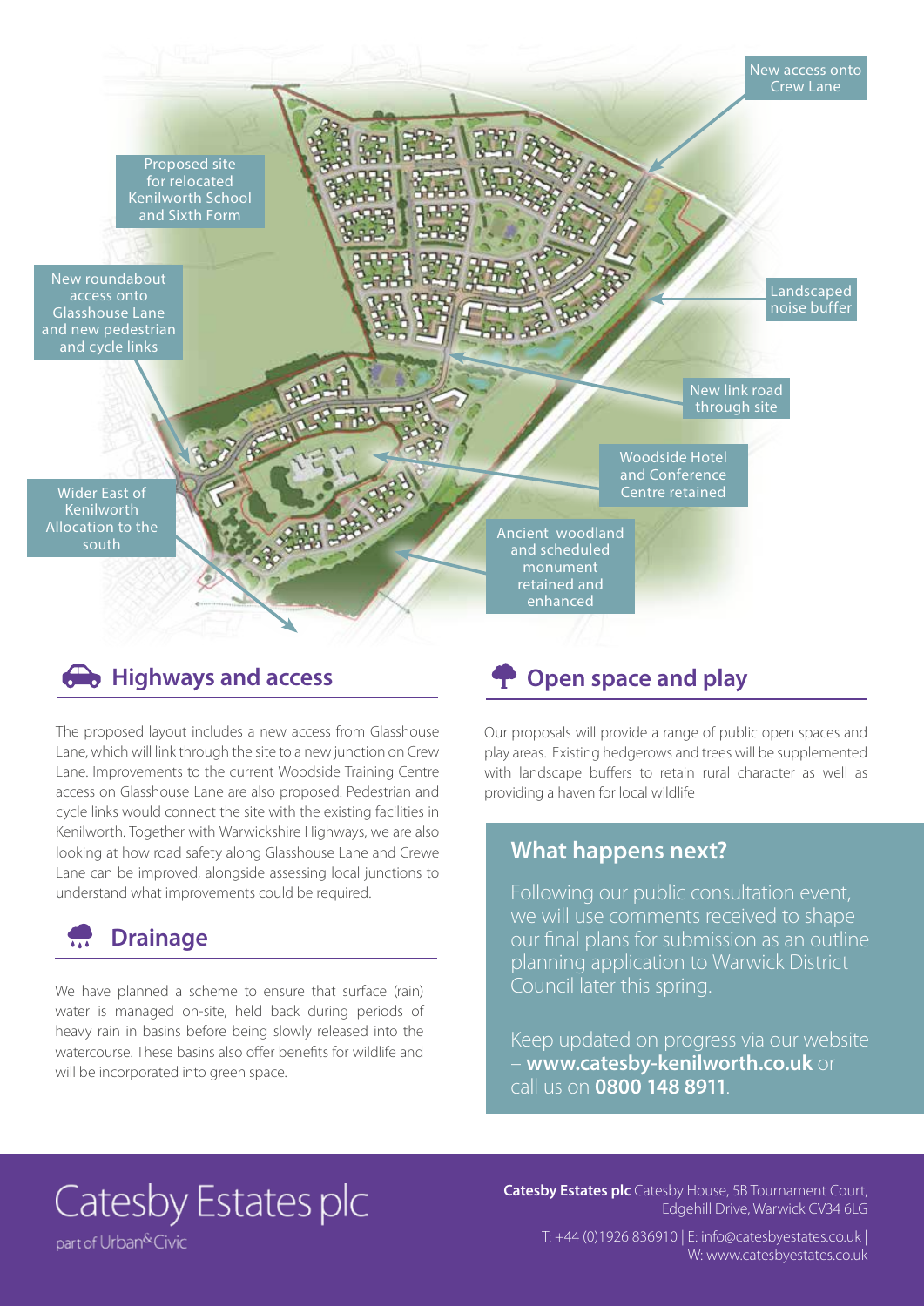New access onto Crew Lane

Proposed site for relocated Kenilworth School and Sixth Form

Landscaped noise buffer

New roundabout access onto Glasshouse Lane and new pedestrian and cycle links

New link road through site

Woodside Hotel and Conference Centre retained

Wider East of Kenilworth Allocation to the south

Ancient woodland and scheduled monument retained and enhanced

## Highways and access

The proposed layout includes a new access from Glasshouse Lane, which will link through the site to a new junction on Crew Lane. Improvements to the current Woodside Training Centre access on Glasshouse Lane are also proposed. Pedestrian and cycle links would connect the site with the existing facilities in Kenilworth. Together with Warwickshire Highways, we are also looking at how road safety along Glasshouse Lane and Crewe Lane can be improved, alongside assessing local junctions to understand what improvements could be required.

## Drainage

We have planned a scheme to ensure that surface (rain) water is managed on-site, held back during periods of heavy rain in basins before being slowly released into the watercourse. These basins also offer benefits for wildlife and will be incorporated into green space.

## Open space and play

Our proposals will provide a range of public open spaces and play areas. Existing hedgerows and trees will be supplemented with landscape buffers to retain rural character as well as providing a haven for local wildlife

## What happens next?

Following our public consultation event, we will use comments received to shape our final plans for submission as an outline planning application to Warwick District Council later this spring.

Keep updated on progress via our website – **www.catesby-kenilworth.co.uk** or call us on **0800 148 8911**.

Catesby Estates plc
part of Urban&Civic

**Catesby Estates plc** Catesby House, 5B Tournament Court, Edgehill Drive, Warwick CV34 6LG

T: +44 (0)1926 836910 | E: info@catesbyestates.co.uk | W: www.catesbyestates.co.uk